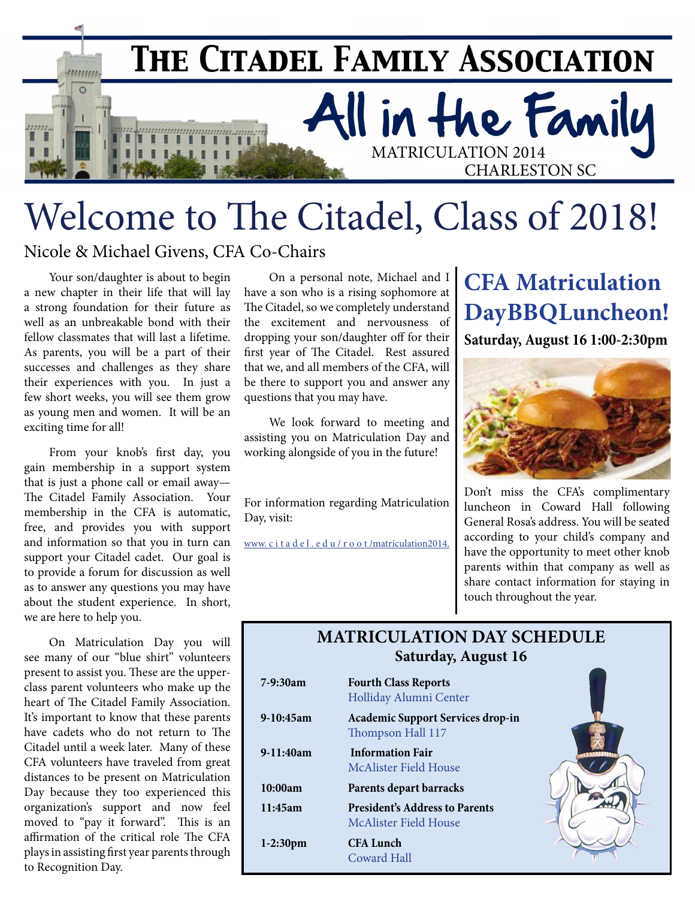# The Citadel Family Association

## All in the Family

MATRICULATION 2014
CHARLESTON SC

# Welcome to The Citadel, Class of 2018!

Nicole & Michael Givens, CFA Co-Chairs

Your son/daughter is about to begin a new chapter in their life that will lay a strong foundation for their future as well as an unbreakable bond with their fellow classmates that will last a lifetime. As parents, you will be a part of their successes and challenges as they share their experiences with you. In just a few short weeks, you will see them grow as young men and women. It will be an exciting time for all!

From your knob's first day, you gain membership in a support system that is just a phone call or email away—The Citadel Family Association. Your membership in the CFA is automatic, free, and provides you with support and information so that you in turn can support your Citadel cadet. Our goal is to provide a forum for discussion as well as to answer any questions you may have about the student experience. In short, we are here to help you.

On Matriculation Day you will see many of our "blue shirt" volunteers present to assist you. These are the upper-class parent volunteers who make up the heart of The Citadel Family Association. It's important to know that these parents have cadets who do not return to The Citadel until a week later. Many of these CFA volunteers have traveled from great distances to be present on Matriculation Day because they too experienced this organization's support and now feel moved to "pay it forward". This is an affirmation of the critical role The CFA plays in assisting first year parents through to Recognition Day.

On a personal note, Michael and I have a son who is a rising sophomore at The Citadel, so we completely understand the excitement and nervousness of dropping your son/daughter off for their first year of The Citadel. Rest assured that we, and all members of the CFA, will be there to support you and answer any questions that you may have.

We look forward to meeting and assisting you on Matriculation Day and working alongside of you in the future!

For information regarding Matriculation Day, visit:

www.citadel.edu/root/matriculation2014.

## CFA Matriculation DayBBQLuncheon!

**Saturday, August 16 1:00-2:30pm**

Don't miss the CFA's complimentary luncheon in Coward Hall following General Rosa's address. You will be seated according to your child's company and have the opportunity to meet other knob parents within that company as well as share contact information for staying in touch throughout the year.

## MATRICULATION DAY SCHEDULE

**Saturday, August 16**

| Time | Event |
|---|---|
| 7-9:30am | **Fourth Class Reports** Holliday Alumni Center |
| 9-10:45am | **Academic Support Services drop-in** Thompson Hall 117 |
| 9-11:40am | **Information Fair** McAlister Field House |
| 10:00am | **Parents depart barracks** |
| 11:45am | **President's Address to Parents** McAlister Field House |
| 1-2:30pm | **CFA Lunch** Coward Hall |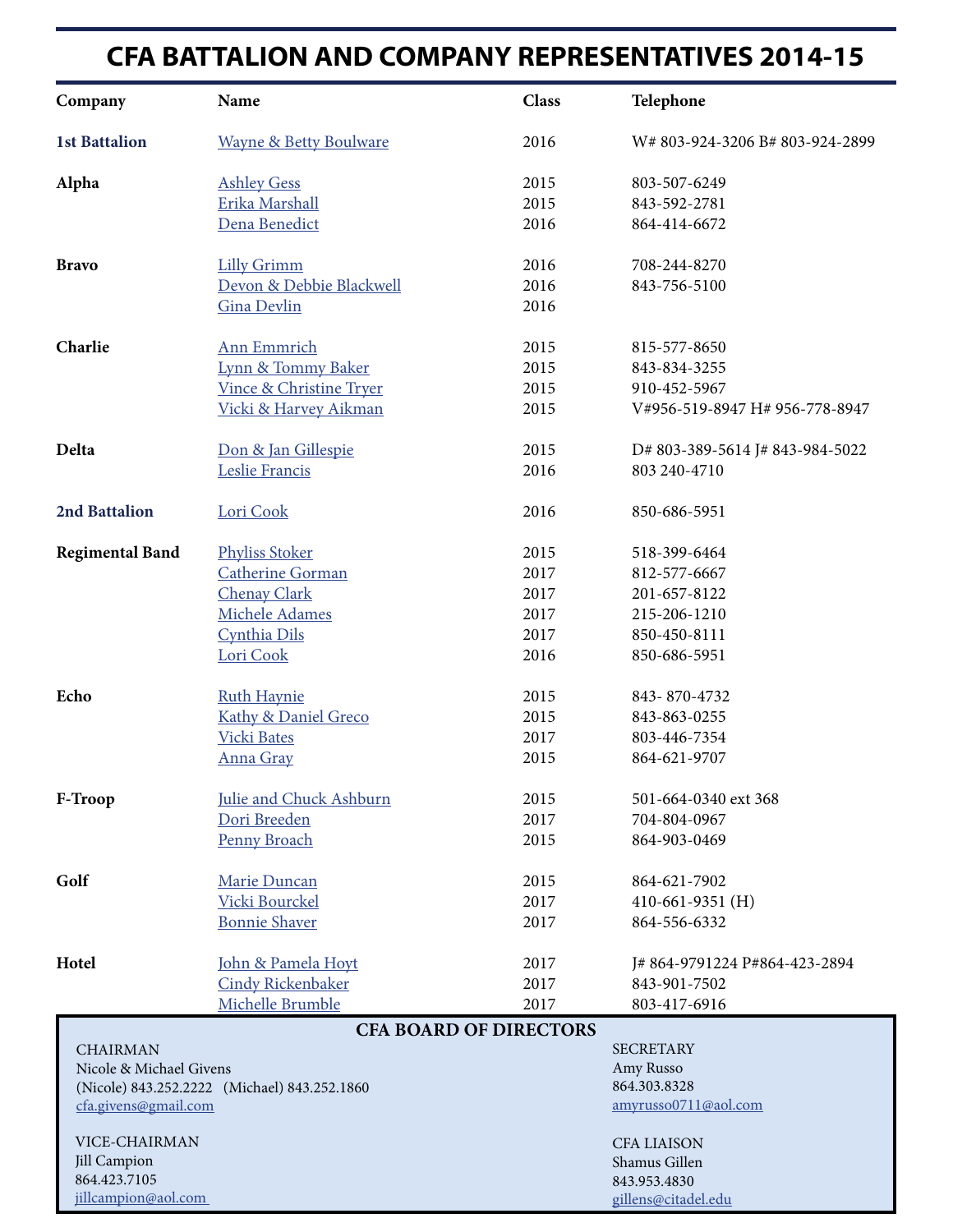# CFA BATTALION AND COMPANY REPRESENTATIVES 2014-15

| Company | Name | Class | Telephone |
|---|---|---|---|
| **1st Battalion** | Wayne & Betty Boulware | 2016 | W# 803-924-3206 B# 803-924-2899 |
| **Alpha** | Ashley Gess | 2015 | 803-507-6249 |
| | Erika Marshall | 2015 | 843-592-2781 |
| | Dena Benedict | 2016 | 864-414-6672 |
| **Bravo** | Lilly Grimm | 2016 | 708-244-8270 |
| | Devon & Debbie Blackwell | 2016 | 843-756-5100 |
| | Gina Devlin | 2016 | |
| **Charlie** | Ann Emmrich | 2015 | 815-577-8650 |
| | Lynn & Tommy Baker | 2015 | 843-834-3255 |
| | Vince & Christine Tryer | 2015 | 910-452-5967 |
| | Vicki & Harvey Aikman | 2015 | V#956-519-8947 H# 956-778-8947 |
| **Delta** | Don & Jan Gillespie | 2015 | D# 803-389-5614 J# 843-984-5022 |
| | Leslie Francis | 2016 | 803 240-4710 |
| **2nd Battalion** | Lori Cook | 2016 | 850-686-5951 |
| **Regimental Band** | Phyliss Stoker | 2015 | 518-399-6464 |
| | Catherine Gorman | 2017 | 812-577-6667 |
| | Chenay Clark | 2017 | 201-657-8122 |
| | Michele Adames | 2017 | 215-206-1210 |
| | Cynthia Dils | 2017 | 850-450-8111 |
| | Lori Cook | 2016 | 850-686-5951 |
| **Echo** | Ruth Haynie | 2015 | 843- 870-4732 |
| | Kathy & Daniel Greco | 2015 | 843-863-0255 |
| | Vicki Bates | 2017 | 803-446-7354 |
| | Anna Gray | 2015 | 864-621-9707 |
| **F-Troop** | Julie and Chuck Ashburn | 2015 | 501-664-0340 ext 368 |
| | Dori Breeden | 2017 | 704-804-0967 |
| | Penny Broach | 2015 | 864-903-0469 |
| **Golf** | Marie Duncan | 2015 | 864-621-7902 |
| | Vicki Bourckel | 2017 | 410-661-9351 (H) |
| | Bonnie Shaver | 2017 | 864-556-6332 |
| **Hotel** | John & Pamela Hoyt | 2017 | J# 864-9791224 P#864-423-2894 |
| | Cindy Rickenbaker | 2017 | 843-901-7502 |
| | Michelle Brumble | 2017 | 803-417-6916 |

## CFA BOARD OF DIRECTORS

CHAIRMAN
Nicole & Michael Givens
(Nicole) 843.252.2222 (Michael) 843.252.1860
cfa.givens@gmail.com

VICE-CHAIRMAN
Jill Campion
864.423.7105
jillcampion@aol.com

SECRETARY
Amy Russo
864.303.8328
amyrusso0711@aol.com

CFA LIAISON
Shamus Gillen
843.953.4830
gillens@citadel.edu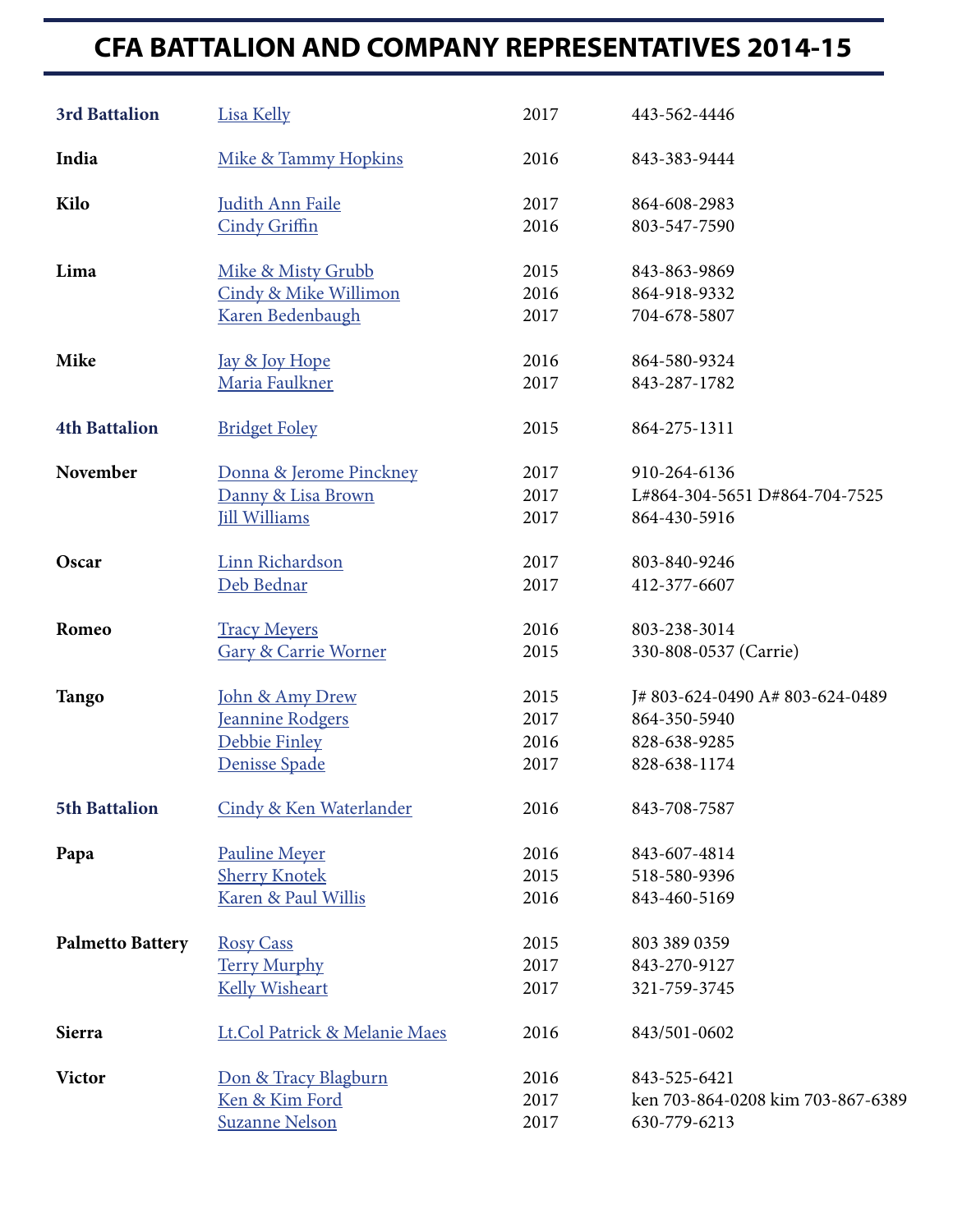# CFA BATTALION AND COMPANY REPRESENTATIVES 2014-15

| | | | |
|---|---|---|---|
| **3rd Battalion** | Lisa Kelly | 2017 | 443-562-4446 |
| **India** | Mike & Tammy Hopkins | 2016 | 843-383-9444 |
| **Kilo** | Judith Ann Faile | 2017 | 864-608-2983 |
| | Cindy Griffin | 2016 | 803-547-7590 |
| **Lima** | Mike & Misty Grubb | 2015 | 843-863-9869 |
| | Cindy & Mike Willimon | 2016 | 864-918-9332 |
| | Karen Bedenbaugh | 2017 | 704-678-5807 |
| **Mike** | Jay & Joy Hope | 2016 | 864-580-9324 |
| | Maria Faulkner | 2017 | 843-287-1782 |
| **4th Battalion** | Bridget Foley | 2015 | 864-275-1311 |
| **November** | Donna & Jerome Pinckney | 2017 | 910-264-6136 |
| | Danny & Lisa Brown | 2017 | L#864-304-5651 D#864-704-7525 |
| | Jill Williams | 2017 | 864-430-5916 |
| **Oscar** | Linn Richardson | 2017 | 803-840-9246 |
| | Deb Bednar | 2017 | 412-377-6607 |
| **Romeo** | Tracy Meyers | 2016 | 803-238-3014 |
| | Gary & Carrie Worner | 2015 | 330-808-0537 (Carrie) |
| **Tango** | John & Amy Drew | 2015 | J# 803-624-0490 A# 803-624-0489 |
| | Jeannine Rodgers | 2017 | 864-350-5940 |
| | Debbie Finley | 2016 | 828-638-9285 |
| | Denisse Spade | 2017 | 828-638-1174 |
| **5th Battalion** | Cindy & Ken Waterlander | 2016 | 843-708-7587 |
| **Papa** | Pauline Meyer | 2016 | 843-607-4814 |
| | Sherry Knotek | 2015 | 518-580-9396 |
| | Karen & Paul Willis | 2016 | 843-460-5169 |
| **Palmetto Battery** | Rosy Cass | 2015 | 803 389 0359 |
| | Terry Murphy | 2017 | 843-270-9127 |
| | Kelly Wisheart | 2017 | 321-759-3745 |
| **Sierra** | Lt.Col Patrick & Melanie Maes | 2016 | 843/501-0602 |
| **Victor** | Don & Tracy Blagburn | 2016 | 843-525-6421 |
| | Ken & Kim Ford | 2017 | ken 703-864-0208 kim 703-867-6389 |
| | Suzanne Nelson | 2017 | 630-779-6213 |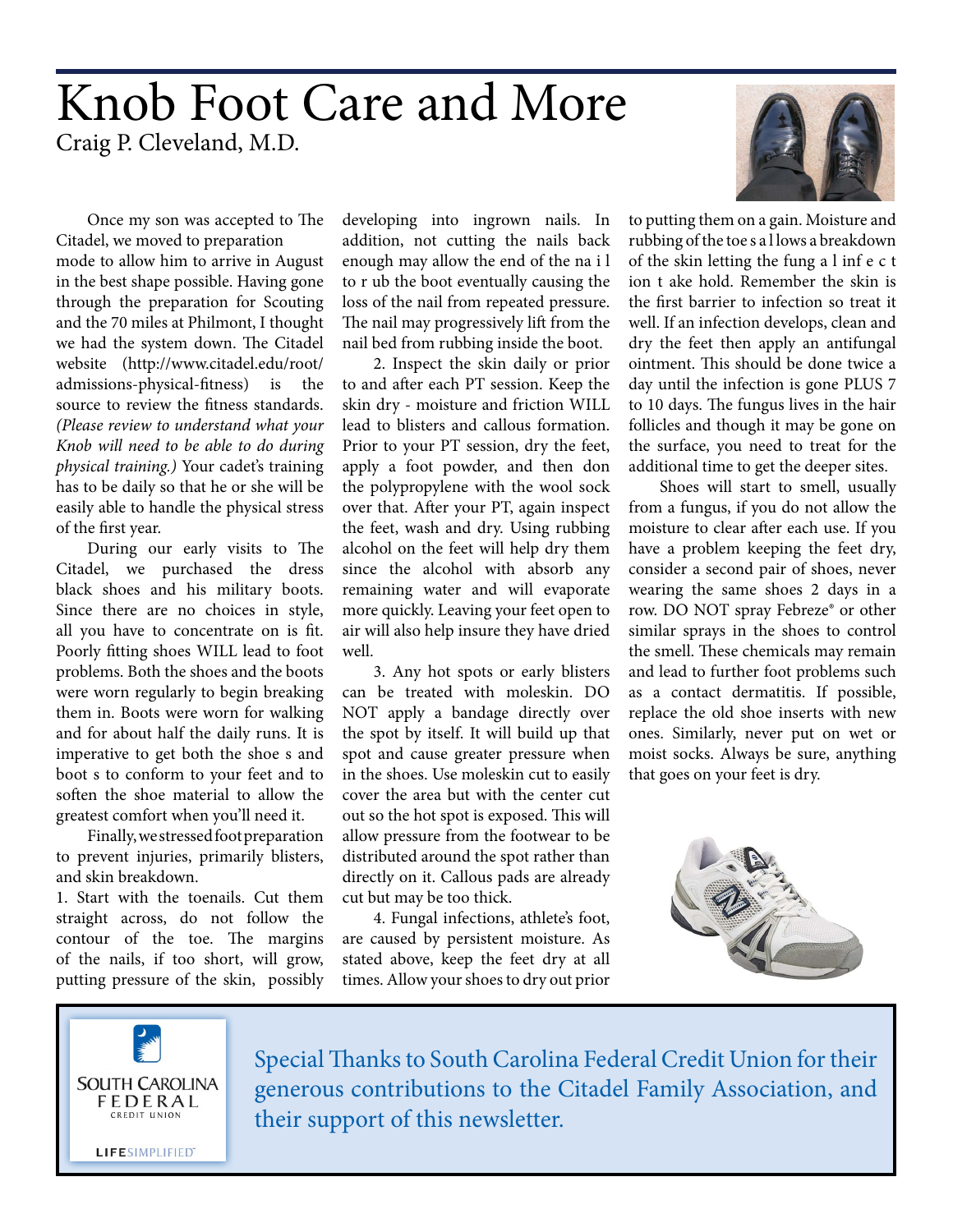# Knob Foot Care and More

Craig P. Cleveland, M.D.

Once my son was accepted to The Citadel, we moved to preparation mode to allow him to arrive in August in the best shape possible. Having gone through the preparation for Scouting and the 70 miles at Philmont, I thought we had the system down. The Citadel website (http://www.citadel.edu/root/admissions-physical-fitness) is the source to review the fitness standards. *(Please review to understand what your Knob will need to be able to do during physical training.)* Your cadet's training has to be daily so that he or she will be easily able to handle the physical stress of the first year.

During our early visits to The Citadel, we purchased the dress black shoes and his military boots. Since there are no choices in style, all you have to concentrate on is fit. Poorly fitting shoes WILL lead to foot problems. Both the shoes and the boots were worn regularly to begin breaking them in. Boots were worn for walking and for about half the daily runs. It is imperative to get both the shoe s and boot s to conform to your feet and to soften the shoe material to allow the greatest comfort when you'll need it.

Finally, we stressed foot preparation to prevent injuries, primarily blisters, and skin breakdown.

1. Start with the toenails. Cut them straight across, do not follow the contour of the toe. The margins of the nails, if too short, will grow, putting pressure of the skin, possibly developing into ingrown nails. In addition, not cutting the nails back enough may allow the end of the na i l to r ub the boot eventually causing the loss of the nail from repeated pressure. The nail may progressively lift from the nail bed from rubbing inside the boot.

2. Inspect the skin daily or prior to and after each PT session. Keep the skin dry - moisture and friction WILL lead to blisters and callous formation. Prior to your PT session, dry the feet, apply a foot powder, and then don the polypropylene with the wool sock over that. After your PT, again inspect the feet, wash and dry. Using rubbing alcohol on the feet will help dry them since the alcohol with absorb any remaining water and will evaporate more quickly. Leaving your feet open to air will also help insure they have dried well.

3. Any hot spots or early blisters can be treated with moleskin. DO NOT apply a bandage directly over the spot by itself. It will build up that spot and cause greater pressure when in the shoes. Use moleskin cut to easily cover the area but with the center cut out so the hot spot is exposed. This will allow pressure from the footwear to be distributed around the spot rather than directly on it. Callous pads are already cut but may be too thick.

4. Fungal infections, athlete's foot, are caused by persistent moisture. As stated above, keep the feet dry at all times. Allow your shoes to dry out prior to putting them on a gain. Moisture and rubbing of the toe s a l lows a breakdown of the skin letting the fung a l inf e c t ion t ake hold. Remember the skin is the first barrier to infection so treat it well. If an infection develops, clean and dry the feet then apply an antifungal ointment. This should be done twice a day until the infection is gone PLUS 7 to 10 days. The fungus lives in the hair follicles and though it may be gone on the surface, you need to treat for the additional time to get the deeper sites.

Shoes will start to smell, usually from a fungus, if you do not allow the moisture to clear after each use. If you have a problem keeping the feet dry, consider a second pair of shoes, never wearing the same shoes 2 days in a row. DO NOT spray Febreze® or other similar sprays in the shoes to control the smell. These chemicals may remain and lead to further foot problems such as a contact dermatitis. If possible, replace the old shoe inserts with new ones. Similarly, never put on wet or moist socks. Always be sure, anything that goes on your feet is dry.

SOUTH CAROLINA FEDERAL CREDIT UNION

LIFESIMPLIFIED

Special Thanks to South Carolina Federal Credit Union for their generous contributions to the Citadel Family Association, and their support of this newsletter.